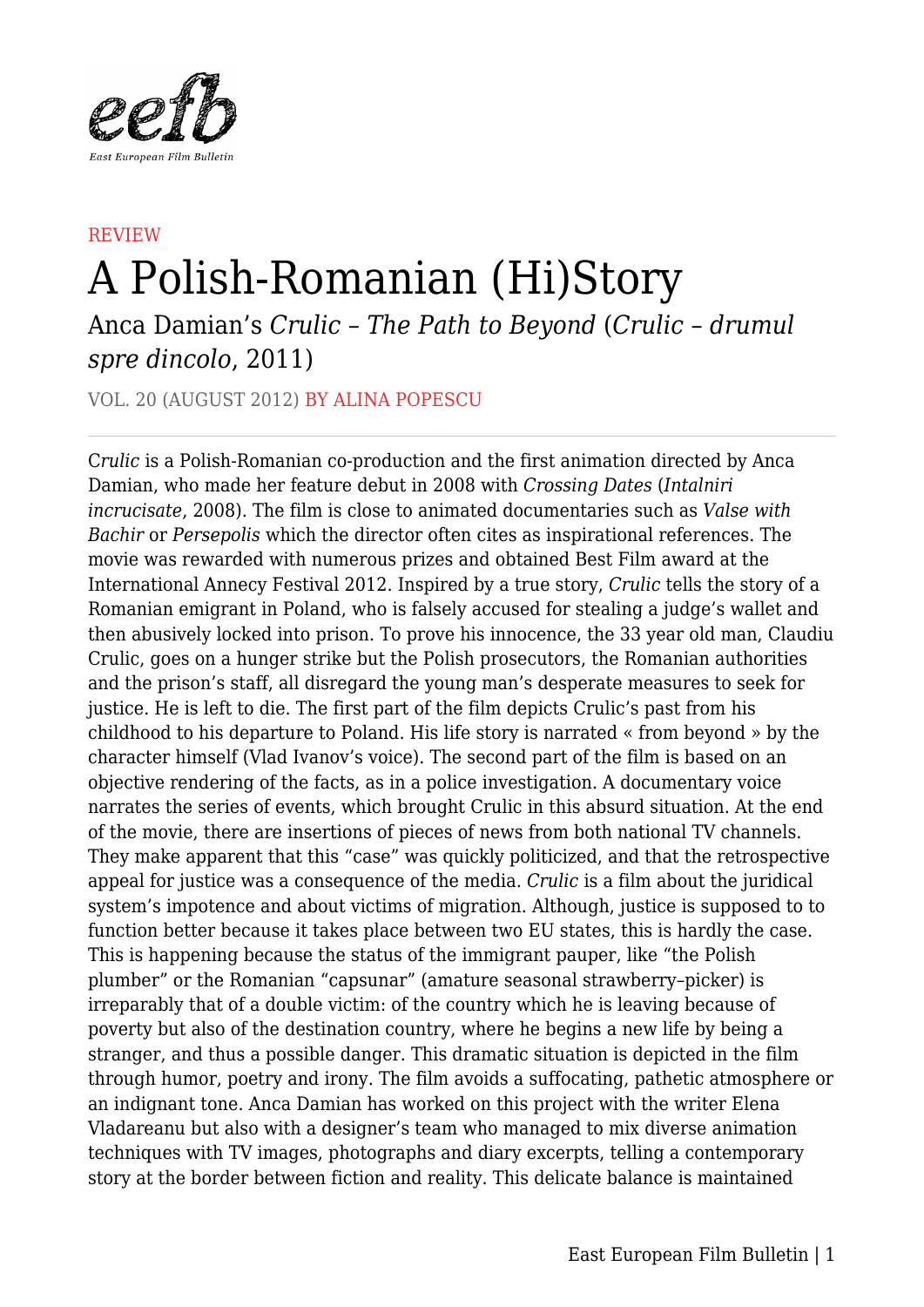REVIEW

# A Polish-Romanian (Hi)Story

## Anca Damian's *Crulic – The Path to Beyond* (*Crulic – drumul spre dincolo*, 2011)

VOL. 20 (AUGUST 2012) BY ALINA POPESCU

C*rulic* is a Polish-Romanian co-production and the first animation directed by Anca Damian, who made her feature debut in 2008 with *Crossing Dates* (*Intalniri incrucisate*, 2008). The film is close to animated documentaries such as *Valse with Bachir* or *Persepolis* which the director often cites as inspirational references. The movie was rewarded with numerous prizes and obtained Best Film award at the International Annecy Festival 2012. Inspired by a true story, *Crulic* tells the story of a Romanian emigrant in Poland, who is falsely accused for stealing a judge's wallet and then abusively locked into prison. To prove his innocence, the 33 year old man, Claudiu Crulic, goes on a hunger strike but the Polish prosecutors, the Romanian authorities and the prison's staff, all disregard the young man's desperate measures to seek for justice. He is left to die. The first part of the film depicts Crulic's past from his childhood to his departure to Poland. His life story is narrated « from beyond » by the character himself (Vlad Ivanov's voice). The second part of the film is based on an objective rendering of the facts, as in a police investigation. A documentary voice narrates the series of events, which brought Crulic in this absurd situation. At the end of the movie, there are insertions of pieces of news from both national TV channels. They make apparent that this "case" was quickly politicized, and that the retrospective appeal for justice was a consequence of the media. *Crulic* is a film about the juridical system's impotence and about victims of migration. Although, justice is supposed to to function better because it takes place between two EU states, this is hardly the case. This is happening because the status of the immigrant pauper, like "the Polish plumber" or the Romanian "capsunar" (amature seasonal strawberry–picker) is irreparably that of a double victim: of the country which he is leaving because of poverty but also of the destination country, where he begins a new life by being a stranger, and thus a possible danger. This dramatic situation is depicted in the film through humor, poetry and irony. The film avoids a suffocating, pathetic atmosphere or an indignant tone. Anca Damian has worked on this project with the writer Elena Vladareanu but also with a designer's team who managed to mix diverse animation techniques with TV images, photographs and diary excerpts, telling a contemporary story at the border between fiction and reality. This delicate balance is maintained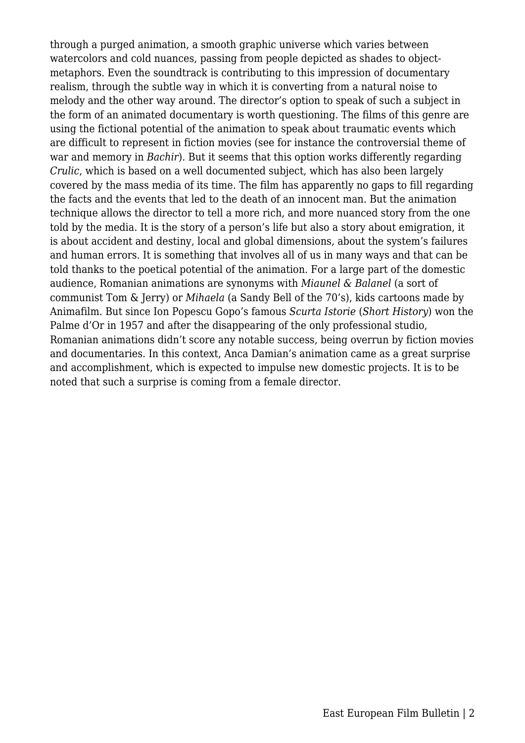through a purged animation, a smooth graphic universe which varies between watercolors and cold nuances, passing from people depicted as shades to object-metaphors. Even the soundtrack is contributing to this impression of documentary realism, through the subtle way in which it is converting from a natural noise to melody and the other way around. The director's option to speak of such a subject in the form of an animated documentary is worth questioning. The films of this genre are using the fictional potential of the animation to speak about traumatic events which are difficult to represent in fiction movies (see for instance the controversial theme of war and memory in *Bachir*). But it seems that this option works differently regarding *Crulic*, which is based on a well documented subject, which has also been largely covered by the mass media of its time. The film has apparently no gaps to fill regarding the facts and the events that led to the death of an innocent man. But the animation technique allows the director to tell a more rich, and more nuanced story from the one told by the media. It is the story of a person's life but also a story about emigration, it is about accident and destiny, local and global dimensions, about the system's failures and human errors. It is something that involves all of us in many ways and that can be told thanks to the poetical potential of the animation. For a large part of the domestic audience, Romanian animations are synonyms with *Miaunel & Balanel* (a sort of communist Tom & Jerry) or *Mihaela* (a Sandy Bell of the 70's), kids cartoons made by Animafilm. But since Ion Popescu Gopo's famous *Scurta Istorie* (*Short History*) won the Palme d'Or in 1957 and after the disappearing of the only professional studio, Romanian animations didn't score any notable success, being overrun by fiction movies and documentaries. In this context, Anca Damian's animation came as a great surprise and accomplishment, which is expected to impulse new domestic projects. It is to be noted that such a surprise is coming from a female director.